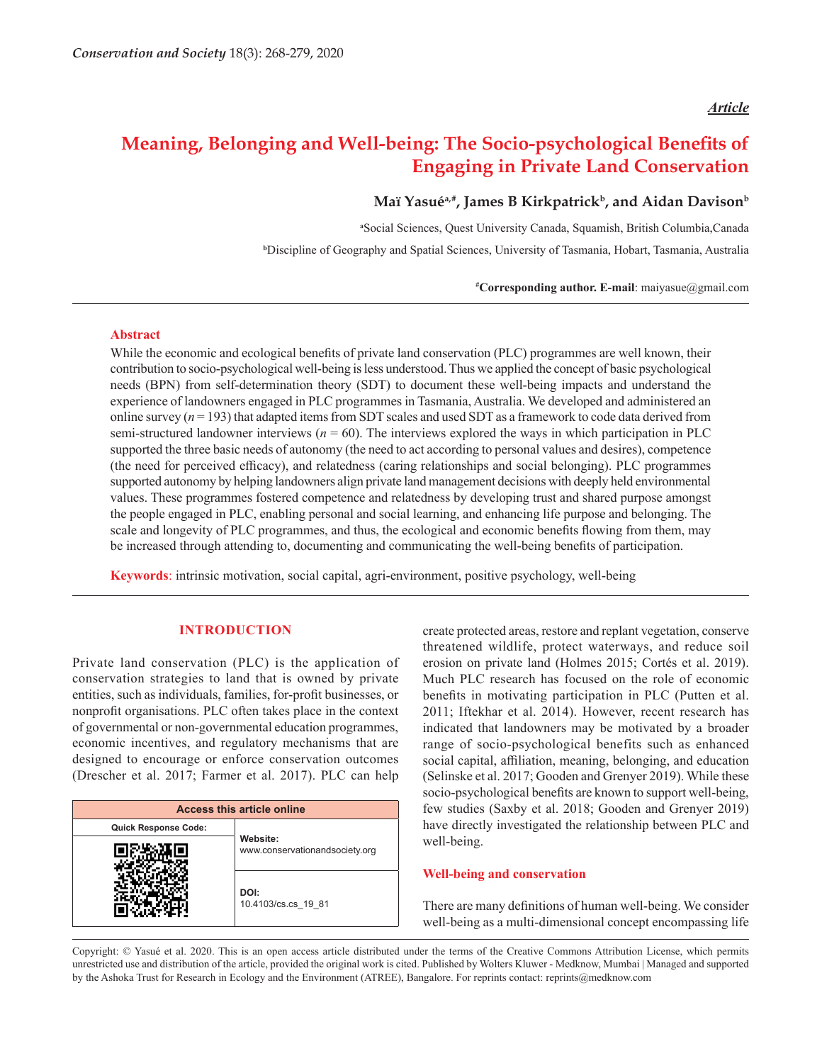*Article*

# Meaning, Belonging and Well-being: The Socio-psychological Benefits of Engaging in Private Land Conservation

**Maï Yasué[a,#], James B Kirkpatrick[b], and Aidan Davison[b]**

[a]Social Sciences, Quest University Canada, Squamish, British Columbia,Canada

[b]Discipline of Geography and Spatial Sciences, University of Tasmania, Hobart, Tasmania, Australia

[#]**Corresponding author. E-mail**: maiyasue@gmail.com

## Abstract

While the economic and ecological benefits of private land conservation (PLC) programmes are well known, their contribution to socio-psychological well-being is less understood. Thus we applied the concept of basic psychological needs (BPN) from self-determination theory (SDT) to document these well-being impacts and understand the experience of landowners engaged in PLC programmes in Tasmania, Australia. We developed and administered an online survey ($n = 193$) that adapted items from SDT scales and used SDT as a framework to code data derived from semi-structured landowner interviews ($n = 60$). The interviews explored the ways in which participation in PLC supported the three basic needs of autonomy (the need to act according to personal values and desires), competence (the need for perceived efficacy), and relatedness (caring relationships and social belonging). PLC programmes supported autonomy by helping landowners align private land management decisions with deeply held environmental values. These programmes fostered competence and relatedness by developing trust and shared purpose amongst the people engaged in PLC, enabling personal and social learning, and enhancing life purpose and belonging. The scale and longevity of PLC programmes, and thus, the ecological and economic benefits flowing from them, may be increased through attending to, documenting and communicating the well-being benefits of participation.

**Keywords**: intrinsic motivation, social capital, agri-environment, positive psychology, well-being

## INTRODUCTION

Private land conservation (PLC) is the application of conservation strategies to land that is owned by private entities, such as individuals, families, for-profit businesses, or nonprofit organisations. PLC often takes place in the context of governmental or non-governmental education programmes, economic incentives, and regulatory mechanisms that are designed to encourage or enforce conservation outcomes (Drescher et al. 2017; Farmer et al. 2017). PLC can help create protected areas, restore and replant vegetation, conserve threatened wildlife, protect waterways, and reduce soil erosion on private land (Holmes 2015; Cortés et al. 2019). Much PLC research has focused on the role of economic benefits in motivating participation in PLC (Putten et al. 2011; Iftekhar et al. 2014). However, recent research has indicated that landowners may be motivated by a broader range of socio-psychological benefits such as enhanced social capital, affiliation, meaning, belonging, and education (Selinske et al. 2017; Gooden and Grenyer 2019). While these socio-psychological benefits are known to support well-being, few studies (Saxby et al. 2018; Gooden and Grenyer 2019) have directly investigated the relationship between PLC and well-being.

| Access this article online | |
|---|---|
| Quick Response Code: | Website: www.conservationandsociety.org |
| | DOI: 10.4103/cs.cs_19_81 |

### Well-being and conservation

There are many definitions of human well-being. We consider well-being as a multi-dimensional concept encompassing life

Copyright: © Yasué et al. 2020. This is an open access article distributed under the terms of the Creative Commons Attribution License, which permits unrestricted use and distribution of the article, provided the original work is cited. Published by Wolters Kluwer - Medknow, Mumbai | Managed and supported by the Ashoka Trust for Research in Ecology and the Environment (ATREE), Bangalore. For reprints contact: reprints@medknow.com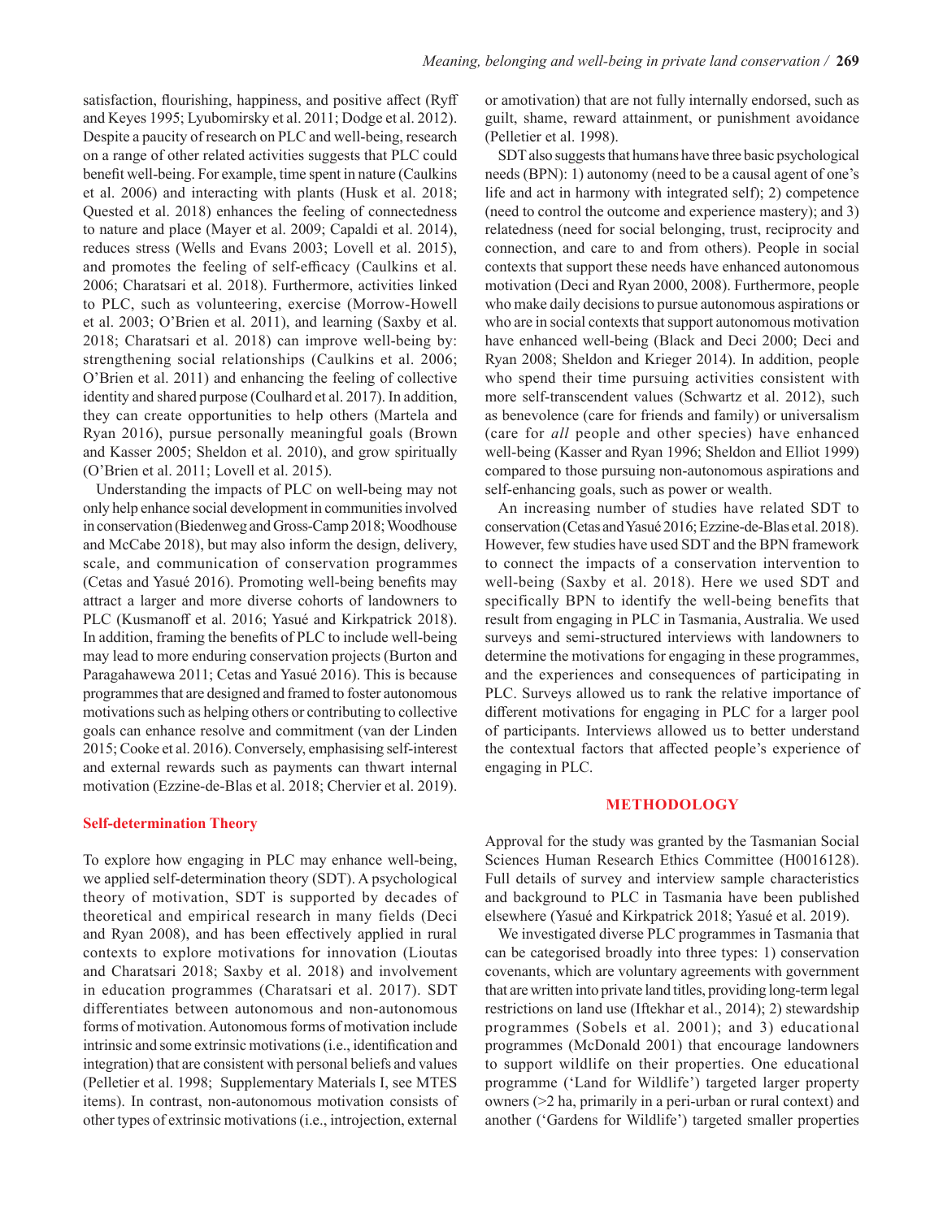satisfaction, flourishing, happiness, and positive affect (Ryff and Keyes 1995; Lyubomirsky et al. 2011; Dodge et al. 2012). Despite a paucity of research on PLC and well-being, research on a range of other related activities suggests that PLC could benefit well-being. For example, time spent in nature (Caulkins et al. 2006) and interacting with plants (Husk et al. 2018; Quested et al. 2018) enhances the feeling of connectedness to nature and place (Mayer et al. 2009; Capaldi et al. 2014), reduces stress (Wells and Evans 2003; Lovell et al. 2015), and promotes the feeling of self-efficacy (Caulkins et al. 2006; Charatsari et al. 2018). Furthermore, activities linked to PLC, such as volunteering, exercise (Morrow-Howell et al. 2003; O'Brien et al. 2011), and learning (Saxby et al. 2018; Charatsari et al. 2018) can improve well-being by: strengthening social relationships (Caulkins et al. 2006; O'Brien et al. 2011) and enhancing the feeling of collective identity and shared purpose (Coulhard et al. 2017). In addition, they can create opportunities to help others (Martela and Ryan 2016), pursue personally meaningful goals (Brown and Kasser 2005; Sheldon et al. 2010), and grow spiritually (O'Brien et al. 2011; Lovell et al. 2015).

Understanding the impacts of PLC on well-being may not only help enhance social development in communities involved in conservation (Biedenweg and Gross-Camp 2018; Woodhouse and McCabe 2018), but may also inform the design, delivery, scale, and communication of conservation programmes (Cetas and Yasué 2016). Promoting well-being benefits may attract a larger and more diverse cohorts of landowners to PLC (Kusmanoff et al. 2016; Yasué and Kirkpatrick 2018). In addition, framing the benefits of PLC to include well-being may lead to more enduring conservation projects (Burton and Paragahawewa 2011; Cetas and Yasué 2016). This is because programmes that are designed and framed to foster autonomous motivations such as helping others or contributing to collective goals can enhance resolve and commitment (van der Linden 2015; Cooke et al. 2016). Conversely, emphasising self-interest and external rewards such as payments can thwart internal motivation (Ezzine-de-Blas et al. 2018; Chervier et al. 2019).

## Self-determination Theory

To explore how engaging in PLC may enhance well-being, we applied self-determination theory (SDT). A psychological theory of motivation, SDT is supported by decades of theoretical and empirical research in many fields (Deci and Ryan 2008), and has been effectively applied in rural contexts to explore motivations for innovation (Lioutas and Charatsari 2018; Saxby et al. 2018) and involvement in education programmes (Charatsari et al. 2017). SDT differentiates between autonomous and non-autonomous forms of motivation. Autonomous forms of motivation include intrinsic and some extrinsic motivations (i.e., identification and integration) that are consistent with personal beliefs and values (Pelletier et al. 1998; Supplementary Materials I, see MTES items). In contrast, non-autonomous motivation consists of other types of extrinsic motivations (i.e., introjection, external or amotivation) that are not fully internally endorsed, such as guilt, shame, reward attainment, or punishment avoidance (Pelletier et al. 1998).

SDT also suggests that humans have three basic psychological needs (BPN): 1) autonomy (need to be a causal agent of one's life and act in harmony with integrated self); 2) competence (need to control the outcome and experience mastery); and 3) relatedness (need for social belonging, trust, reciprocity and connection, and care to and from others). People in social contexts that support these needs have enhanced autonomous motivation (Deci and Ryan 2000, 2008). Furthermore, people who make daily decisions to pursue autonomous aspirations or who are in social contexts that support autonomous motivation have enhanced well-being (Black and Deci 2000; Deci and Ryan 2008; Sheldon and Krieger 2014). In addition, people who spend their time pursuing activities consistent with more self-transcendent values (Schwartz et al. 2012), such as benevolence (care for friends and family) or universalism (care for *all* people and other species) have enhanced well-being (Kasser and Ryan 1996; Sheldon and Elliot 1999) compared to those pursuing non-autonomous aspirations and self-enhancing goals, such as power or wealth.

An increasing number of studies have related SDT to conservation (Cetas and Yasué 2016; Ezzine-de-Blas et al. 2018). However, few studies have used SDT and the BPN framework to connect the impacts of a conservation intervention to well-being (Saxby et al. 2018). Here we used SDT and specifically BPN to identify the well-being benefits that result from engaging in PLC in Tasmania, Australia. We used surveys and semi-structured interviews with landowners to determine the motivations for engaging in these programmes, and the experiences and consequences of participating in PLC. Surveys allowed us to rank the relative importance of different motivations for engaging in PLC for a larger pool of participants. Interviews allowed us to better understand the contextual factors that affected people's experience of engaging in PLC.

## METHODOLOGY

Approval for the study was granted by the Tasmanian Social Sciences Human Research Ethics Committee (H0016128). Full details of survey and interview sample characteristics and background to PLC in Tasmania have been published elsewhere (Yasué and Kirkpatrick 2018; Yasué et al. 2019).

We investigated diverse PLC programmes in Tasmania that can be categorised broadly into three types: 1) conservation covenants, which are voluntary agreements with government that are written into private land titles, providing long-term legal restrictions on land use (Iftekhar et al., 2014); 2) stewardship programmes (Sobels et al. 2001); and 3) educational programmes (McDonald 2001) that encourage landowners to support wildlife on their properties. One educational programme ('Land for Wildlife') targeted larger property owners (>2 ha, primarily in a peri-urban or rural context) and another ('Gardens for Wildlife') targeted smaller properties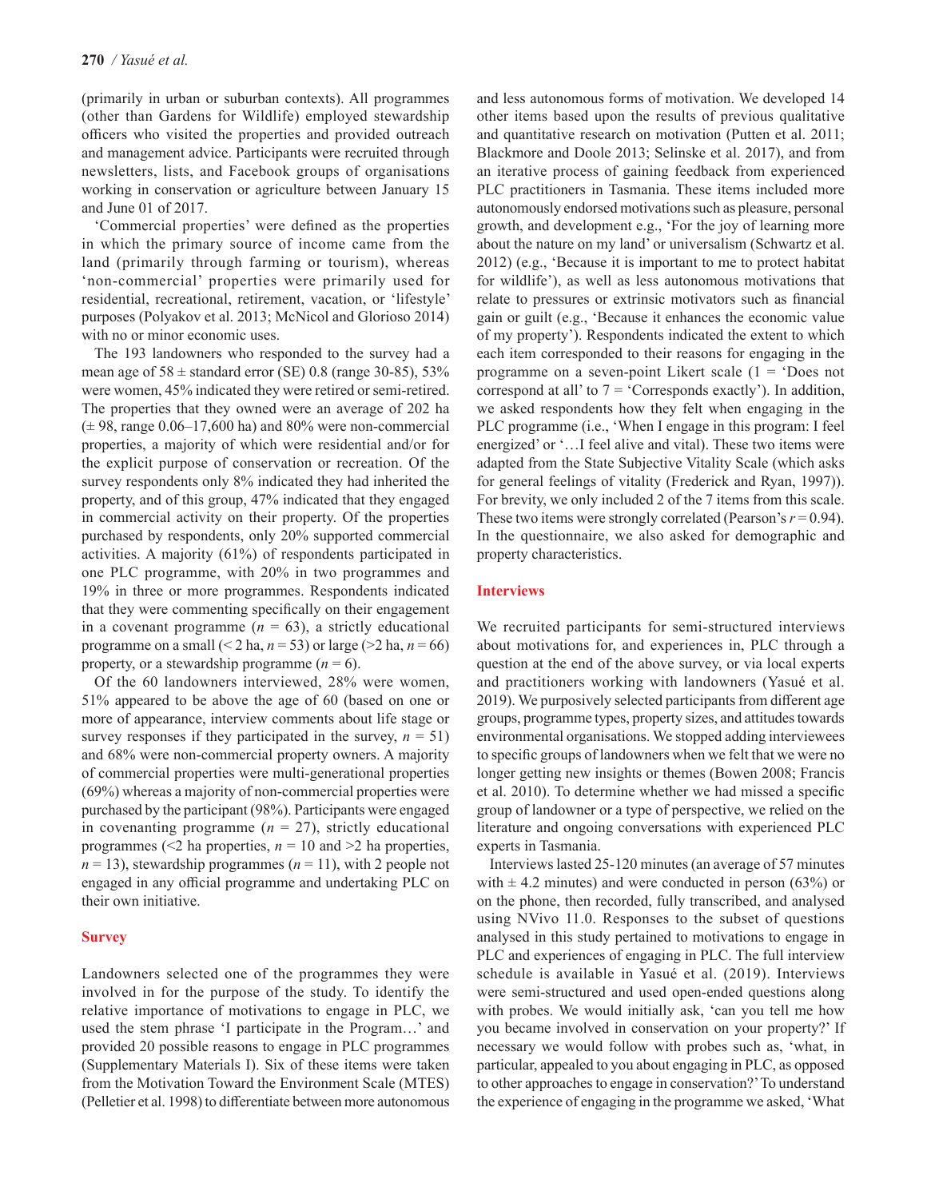(primarily in urban or suburban contexts). All programmes (other than Gardens for Wildlife) employed stewardship officers who visited the properties and provided outreach and management advice. Participants were recruited through newsletters, lists, and Facebook groups of organisations working in conservation or agriculture between January 15 and June 01 of 2017.

'Commercial properties' were defined as the properties in which the primary source of income came from the land (primarily through farming or tourism), whereas 'non-commercial' properties were primarily used for residential, recreational, retirement, vacation, or 'lifestyle' purposes (Polyakov et al. 2013; McNicol and Glorioso 2014) with no or minor economic uses.

The 193 landowners who responded to the survey had a mean age of 58 ± standard error (SE) 0.8 (range 30-85), 53% were women, 45% indicated they were retired or semi-retired. The properties that they owned were an average of 202 ha (± 98, range 0.06–17,600 ha) and 80% were non-commercial properties, a majority of which were residential and/or for the explicit purpose of conservation or recreation. Of the survey respondents only 8% indicated they had inherited the property, and of this group, 47% indicated that they engaged in commercial activity on their property. Of the properties purchased by respondents, only 20% supported commercial activities. A majority (61%) of respondents participated in one PLC programme, with 20% in two programmes and 19% in three or more programmes. Respondents indicated that they were commenting specifically on their engagement in a covenant programme ($n$ = 63), a strictly educational programme on a small (< 2 ha, $n$ = 53) or large (>2 ha, $n$ = 66) property, or a stewardship programme ($n$ = 6).

Of the 60 landowners interviewed, 28% were women, 51% appeared to be above the age of 60 (based on one or more of appearance, interview comments about life stage or survey responses if they participated in the survey, $n$ = 51) and 68% were non-commercial property owners. A majority of commercial properties were multi-generational properties (69%) whereas a majority of non-commercial properties were purchased by the participant (98%). Participants were engaged in covenanting programme ($n$ = 27), strictly educational programmes (<2 ha properties, $n$ = 10 and >2 ha properties, $n$ = 13), stewardship programmes ($n$ = 11), with 2 people not engaged in any official programme and undertaking PLC on their own initiative.

## Survey

Landowners selected one of the programmes they were involved in for the purpose of the study. To identify the relative importance of motivations to engage in PLC, we used the stem phrase 'I participate in the Program…' and provided 20 possible reasons to engage in PLC programmes (Supplementary Materials I). Six of these items were taken from the Motivation Toward the Environment Scale (MTES) (Pelletier et al. 1998) to differentiate between more autonomous and less autonomous forms of motivation. We developed 14 other items based upon the results of previous qualitative and quantitative research on motivation (Putten et al. 2011; Blackmore and Doole 2013; Selinske et al. 2017), and from an iterative process of gaining feedback from experienced PLC practitioners in Tasmania. These items included more autonomously endorsed motivations such as pleasure, personal growth, and development e.g., 'For the joy of learning more about the nature on my land' or universalism (Schwartz et al. 2012) (e.g., 'Because it is important to me to protect habitat for wildlife'), as well as less autonomous motivations that relate to pressures or extrinsic motivators such as financial gain or guilt (e.g., 'Because it enhances the economic value of my property'). Respondents indicated the extent to which each item corresponded to their reasons for engaging in the programme on a seven-point Likert scale (1 = 'Does not correspond at all' to 7 = 'Corresponds exactly'). In addition, we asked respondents how they felt when engaging in the PLC programme (i.e., 'When I engage in this program: I feel energized' or '…I feel alive and vital). These two items were adapted from the State Subjective Vitality Scale (which asks for general feelings of vitality (Frederick and Ryan, 1997)). For brevity, we only included 2 of the 7 items from this scale. These two items were strongly correlated (Pearson's $r$ = 0.94). In the questionnaire, we also asked for demographic and property characteristics.

## Interviews

We recruited participants for semi-structured interviews about motivations for, and experiences in, PLC through a question at the end of the above survey, or via local experts and practitioners working with landowners (Yasué et al. 2019). We purposively selected participants from different age groups, programme types, property sizes, and attitudes towards environmental organisations. We stopped adding interviewees to specific groups of landowners when we felt that we were no longer getting new insights or themes (Bowen 2008; Francis et al. 2010). To determine whether we had missed a specific group of landowner or a type of perspective, we relied on the literature and ongoing conversations with experienced PLC experts in Tasmania.

Interviews lasted 25-120 minutes (an average of 57 minutes with ± 4.2 minutes) and were conducted in person (63%) or on the phone, then recorded, fully transcribed, and analysed using NVivo 11.0. Responses to the subset of questions analysed in this study pertained to motivations to engage in PLC and experiences of engaging in PLC. The full interview schedule is available in Yasué et al. (2019). Interviews were semi-structured and used open-ended questions along with probes. We would initially ask, 'can you tell me how you became involved in conservation on your property?' If necessary we would follow with probes such as, 'what, in particular, appealed to you about engaging in PLC, as opposed to other approaches to engage in conservation?' To understand the experience of engaging in the programme we asked, 'What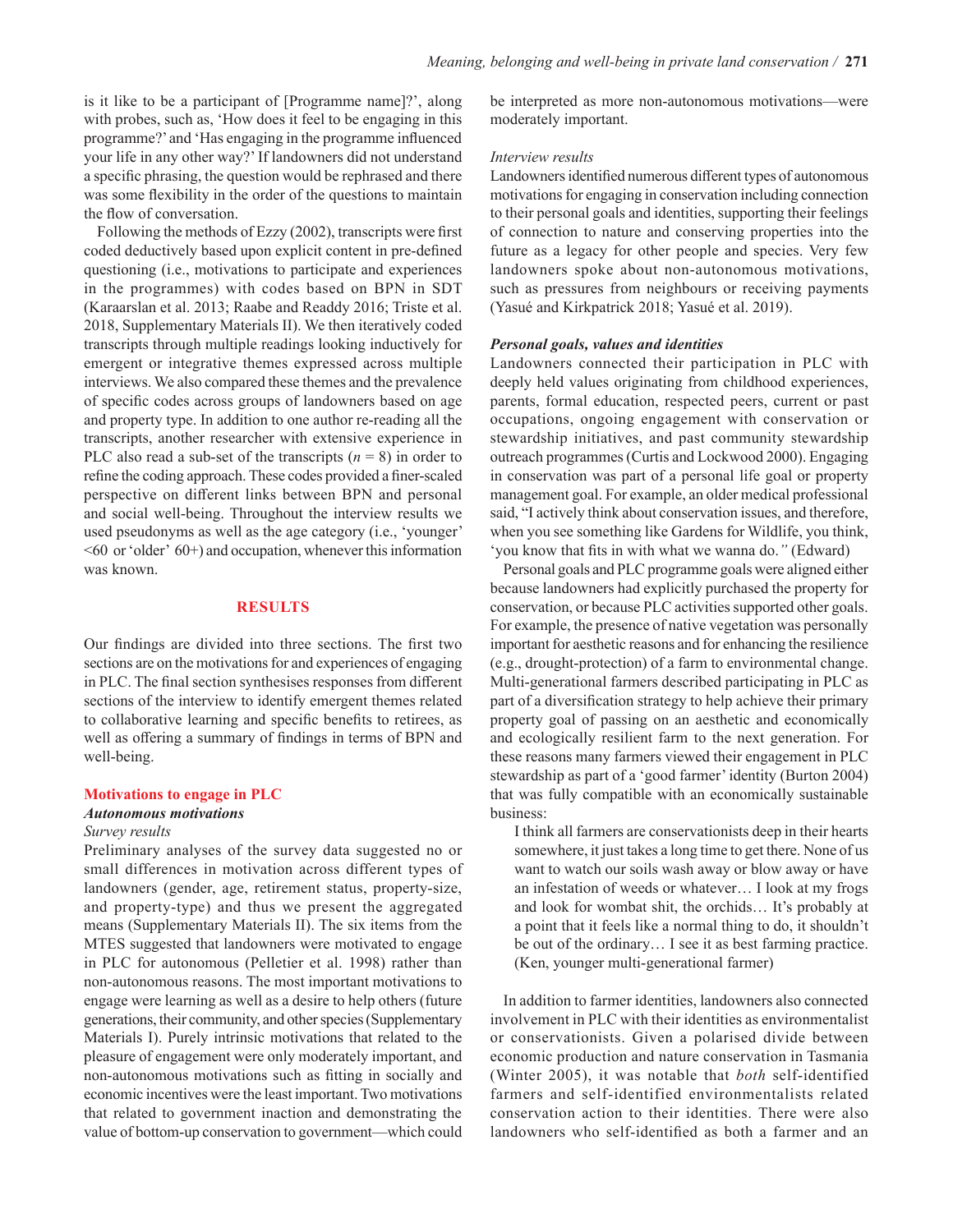is it like to be a participant of [Programme name]?', along with probes, such as, 'How does it feel to be engaging in this programme?' and 'Has engaging in the programme influenced your life in any other way?' If landowners did not understand a specific phrasing, the question would be rephrased and there was some flexibility in the order of the questions to maintain the flow of conversation.

Following the methods of Ezzy (2002), transcripts were first coded deductively based upon explicit content in pre-defined questioning (i.e., motivations to participate and experiences in the programmes) with codes based on BPN in SDT (Karaarslan et al. 2013; Raabe and Readdy 2016; Triste et al. 2018, Supplementary Materials II). We then iteratively coded transcripts through multiple readings looking inductively for emergent or integrative themes expressed across multiple interviews. We also compared these themes and the prevalence of specific codes across groups of landowners based on age and property type. In addition to one author re-reading all the transcripts, another researcher with extensive experience in PLC also read a sub-set of the transcripts ($n = 8$) in order to refine the coding approach. These codes provided a finer-scaled perspective on different links between BPN and personal and social well-being. Throughout the interview results we used pseudonyms as well as the age category (i.e., 'younger' <60 or 'older' 60+) and occupation, whenever this information was known.

## RESULTS

Our findings are divided into three sections. The first two sections are on the motivations for and experiences of engaging in PLC. The final section synthesises responses from different sections of the interview to identify emergent themes related to collaborative learning and specific benefits to retirees, as well as offering a summary of findings in terms of BPN and well-being.

### Motivations to engage in PLC

#### *Autonomous motivations*

*Survey results*

Preliminary analyses of the survey data suggested no or small differences in motivation across different types of landowners (gender, age, retirement status, property-size, and property-type) and thus we present the aggregated means (Supplementary Materials II). The six items from the MTES suggested that landowners were motivated to engage in PLC for autonomous (Pelletier et al. 1998) rather than non-autonomous reasons. The most important motivations to engage were learning as well as a desire to help others (future generations, their community, and other species (Supplementary Materials I). Purely intrinsic motivations that related to the pleasure of engagement were only moderately important, and non-autonomous motivations such as fitting in socially and economic incentives were the least important. Two motivations that related to government inaction and demonstrating the value of bottom-up conservation to government—which could be interpreted as more non-autonomous motivations—were moderately important.

*Interview results*

Landowners identified numerous different types of autonomous motivations for engaging in conservation including connection to their personal goals and identities, supporting their feelings of connection to nature and conserving properties into the future as a legacy for other people and species. Very few landowners spoke about non-autonomous motivations, such as pressures from neighbours or receiving payments (Yasué and Kirkpatrick 2018; Yasué et al. 2019).

#### *Personal goals, values and identities*

Landowners connected their participation in PLC with deeply held values originating from childhood experiences, parents, formal education, respected peers, current or past occupations, ongoing engagement with conservation or stewardship initiatives, and past community stewardship outreach programmes (Curtis and Lockwood 2000). Engaging in conservation was part of a personal life goal or property management goal. For example, an older medical professional said, "I actively think about conservation issues, and therefore, when you see something like Gardens for Wildlife, you think, 'you know that fits in with what we wanna do.*"* (Edward)

Personal goals and PLC programme goals were aligned either because landowners had explicitly purchased the property for conservation, or because PLC activities supported other goals. For example, the presence of native vegetation was personally important for aesthetic reasons and for enhancing the resilience (e.g., drought-protection) of a farm to environmental change. Multi-generational farmers described participating in PLC as part of a diversification strategy to help achieve their primary property goal of passing on an aesthetic and economically and ecologically resilient farm to the next generation. For these reasons many farmers viewed their engagement in PLC stewardship as part of a 'good farmer' identity (Burton 2004) that was fully compatible with an economically sustainable business:

> I think all farmers are conservationists deep in their hearts somewhere, it just takes a long time to get there. None of us want to watch our soils wash away or blow away or have an infestation of weeds or whatever… I look at my frogs and look for wombat shit, the orchids… It's probably at a point that it feels like a normal thing to do, it shouldn't be out of the ordinary… I see it as best farming practice. (Ken, younger multi-generational farmer)

In addition to farmer identities, landowners also connected involvement in PLC with their identities as environmentalist or conservationists. Given a polarised divide between economic production and nature conservation in Tasmania (Winter 2005), it was notable that *both* self-identified farmers and self-identified environmentalists related conservation action to their identities. There were also landowners who self-identified as both a farmer and an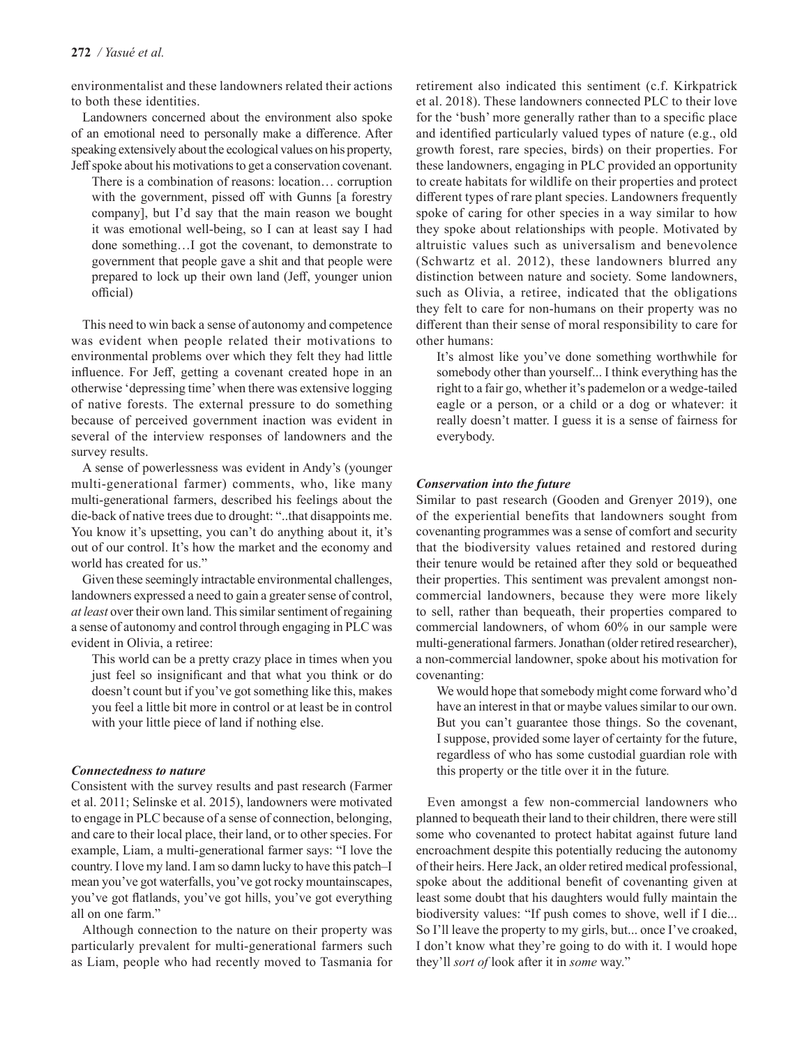environmentalist and these landowners related their actions to both these identities.

Landowners concerned about the environment also spoke of an emotional need to personally make a difference. After speaking extensively about the ecological values on his property, Jeff spoke about his motivations to get a conservation covenant.

> There is a combination of reasons: location… corruption with the government, pissed off with Gunns [a forestry company], but I'd say that the main reason we bought it was emotional well-being, so I can at least say I had done something…I got the covenant, to demonstrate to government that people gave a shit and that people were prepared to lock up their own land (Jeff, younger union official)

This need to win back a sense of autonomy and competence was evident when people related their motivations to environmental problems over which they felt they had little influence. For Jeff, getting a covenant created hope in an otherwise 'depressing time' when there was extensive logging of native forests. The external pressure to do something because of perceived government inaction was evident in several of the interview responses of landowners and the survey results.

A sense of powerlessness was evident in Andy's (younger multi-generational farmer) comments, who, like many multi-generational farmers, described his feelings about the die-back of native trees due to drought: "..that disappoints me. You know it's upsetting, you can't do anything about it, it's out of our control. It's how the market and the economy and world has created for us."

Given these seemingly intractable environmental challenges, landowners expressed a need to gain a greater sense of control, *at least* over their own land. This similar sentiment of regaining a sense of autonomy and control through engaging in PLC was evident in Olivia, a retiree:

> This world can be a pretty crazy place in times when you just feel so insignificant and that what you think or do doesn't count but if you've got something like this, makes you feel a little bit more in control or at least be in control with your little piece of land if nothing else.

### *Connectedness to nature*

Consistent with the survey results and past research (Farmer et al. 2011; Selinske et al. 2015), landowners were motivated to engage in PLC because of a sense of connection, belonging, and care to their local place, their land, or to other species. For example, Liam, a multi-generational farmer says: "I love the country. I love my land. I am so damn lucky to have this patch–I mean you've got waterfalls, you've got rocky mountainscapes, you've got flatlands, you've got hills, you've got everything all on one farm."

Although connection to the nature on their property was particularly prevalent for multi-generational farmers such as Liam, people who had recently moved to Tasmania for retirement also indicated this sentiment (c.f. Kirkpatrick et al. 2018). These landowners connected PLC to their love for the 'bush' more generally rather than to a specific place and identified particularly valued types of nature (e.g., old growth forest, rare species, birds) on their properties. For these landowners, engaging in PLC provided an opportunity to create habitats for wildlife on their properties and protect different types of rare plant species. Landowners frequently spoke of caring for other species in a way similar to how they spoke about relationships with people. Motivated by altruistic values such as universalism and benevolence (Schwartz et al. 2012), these landowners blurred any distinction between nature and society. Some landowners, such as Olivia, a retiree, indicated that the obligations they felt to care for non-humans on their property was no different than their sense of moral responsibility to care for other humans:

> It's almost like you've done something worthwhile for somebody other than yourself... I think everything has the right to a fair go, whether it's pademelon or a wedge-tailed eagle or a person, or a child or a dog or whatever: it really doesn't matter. I guess it is a sense of fairness for everybody.

### *Conservation into the future*

Similar to past research (Gooden and Grenyer 2019), one of the experiential benefits that landowners sought from covenanting programmes was a sense of comfort and security that the biodiversity values retained and restored during their tenure would be retained after they sold or bequeathed their properties. This sentiment was prevalent amongst non-commercial landowners, because they were more likely to sell, rather than bequeath, their properties compared to commercial landowners, of whom 60% in our sample were multi-generational farmers. Jonathan (older retired researcher), a non-commercial landowner, spoke about his motivation for covenanting:

> We would hope that somebody might come forward who'd have an interest in that or maybe values similar to our own. But you can't guarantee those things. So the covenant, I suppose, provided some layer of certainty for the future, regardless of who has some custodial guardian role with this property or the title over it in the future*.*

Even amongst a few non-commercial landowners who planned to bequeath their land to their children, there were still some who covenanted to protect habitat against future land encroachment despite this potentially reducing the autonomy of their heirs. Here Jack, an older retired medical professional, spoke about the additional benefit of covenanting given at least some doubt that his daughters would fully maintain the biodiversity values: "If push comes to shove, well if I die... So I'll leave the property to my girls, but... once I've croaked, I don't know what they're going to do with it. I would hope they'll *sort of* look after it in *some* way."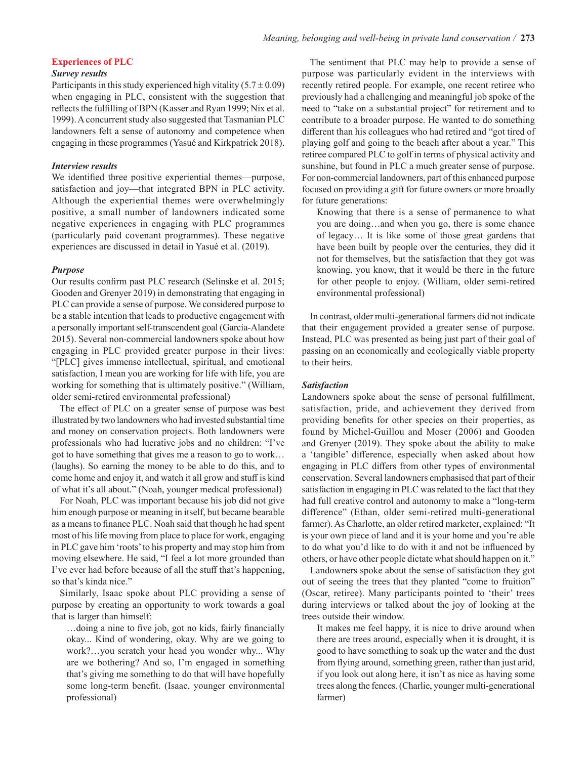## Experiences of PLC

### Survey results

Participants in this study experienced high vitality ($5.7 \pm 0.09$) when engaging in PLC, consistent with the suggestion that reflects the fulfilling of BPN (Kasser and Ryan 1999; Nix et al. 1999). A concurrent study also suggested that Tasmanian PLC landowners felt a sense of autonomy and competence when engaging in these programmes (Yasué and Kirkpatrick 2018).

### Interview results

We identified three positive experiential themes—purpose, satisfaction and joy—that integrated BPN in PLC activity. Although the experiential themes were overwhelmingly positive, a small number of landowners indicated some negative experiences in engaging with PLC programmes (particularly paid covenant programmes). These negative experiences are discussed in detail in Yasué et al. (2019).

### Purpose

Our results confirm past PLC research (Selinske et al. 2015; Gooden and Grenyer 2019) in demonstrating that engaging in PLC can provide a sense of purpose. We considered purpose to be a stable intention that leads to productive engagement with a personally important self-transcendent goal (García-Alandete 2015). Several non-commercial landowners spoke about how engaging in PLC provided greater purpose in their lives: "[PLC] gives immense intellectual, spiritual, and emotional satisfaction, I mean you are working for life with life, you are working for something that is ultimately positive." (William, older semi-retired environmental professional)

The effect of PLC on a greater sense of purpose was best illustrated by two landowners who had invested substantial time and money on conservation projects. Both landowners were professionals who had lucrative jobs and no children: "I've got to have something that gives me a reason to go to work… (laughs). So earning the money to be able to do this, and to come home and enjoy it, and watch it all grow and stuff is kind of what it's all about." (Noah, younger medical professional)

For Noah, PLC was important because his job did not give him enough purpose or meaning in itself, but became bearable as a means to finance PLC. Noah said that though he had spent most of his life moving from place to place for work, engaging in PLC gave him 'roots' to his property and may stop him from moving elsewhere. He said, "I feel a lot more grounded than I've ever had before because of all the stuff that's happening, so that's kinda nice."

Similarly, Isaac spoke about PLC providing a sense of purpose by creating an opportunity to work towards a goal that is larger than himself:

> …doing a nine to five job, got no kids, fairly financially okay... Kind of wondering, okay. Why are we going to work?…you scratch your head you wonder why... Why are we bothering? And so, I'm engaged in something that's giving me something to do that will have hopefully some long-term benefit. (Isaac, younger environmental professional)

The sentiment that PLC may help to provide a sense of purpose was particularly evident in the interviews with recently retired people. For example, one recent retiree who previously had a challenging and meaningful job spoke of the need to "take on a substantial project" for retirement and to contribute to a broader purpose. He wanted to do something different than his colleagues who had retired and "got tired of playing golf and going to the beach after about a year." This retiree compared PLC to golf in terms of physical activity and sunshine, but found in PLC a much greater sense of purpose. For non-commercial landowners, part of this enhanced purpose focused on providing a gift for future owners or more broadly for future generations:

> Knowing that there is a sense of permanence to what you are doing…and when you go, there is some chance of legacy… It is like some of those great gardens that have been built by people over the centuries, they did it not for themselves, but the satisfaction that they got was knowing, you know, that it would be there in the future for other people to enjoy. (William, older semi-retired environmental professional)

In contrast, older multi-generational farmers did not indicate that their engagement provided a greater sense of purpose. Instead, PLC was presented as being just part of their goal of passing on an economically and ecologically viable property to their heirs.

### Satisfaction

Landowners spoke about the sense of personal fulfillment, satisfaction, pride, and achievement they derived from providing benefits for other species on their properties, as found by Michel-Guillou and Moser (2006) and Gooden and Grenyer (2019). They spoke about the ability to make a 'tangible' difference, especially when asked about how engaging in PLC differs from other types of environmental conservation. Several landowners emphasised that part of their satisfaction in engaging in PLC was related to the fact that they had full creative control and autonomy to make a "long-term difference" (Ethan, older semi-retired multi-generational farmer). As Charlotte, an older retired marketer, explained: "It is your own piece of land and it is your home and you're able to do what you'd like to do with it and not be influenced by others, or have other people dictate what should happen on it."

Landowners spoke about the sense of satisfaction they got out of seeing the trees that they planted "come to fruition" (Oscar, retiree). Many participants pointed to 'their' trees during interviews or talked about the joy of looking at the trees outside their window.

> It makes me feel happy, it is nice to drive around when there are trees around, especially when it is drought, it is good to have something to soak up the water and the dust from flying around, something green, rather than just arid, if you look out along here, it isn't as nice as having some trees along the fences. (Charlie, younger multi-generational farmer)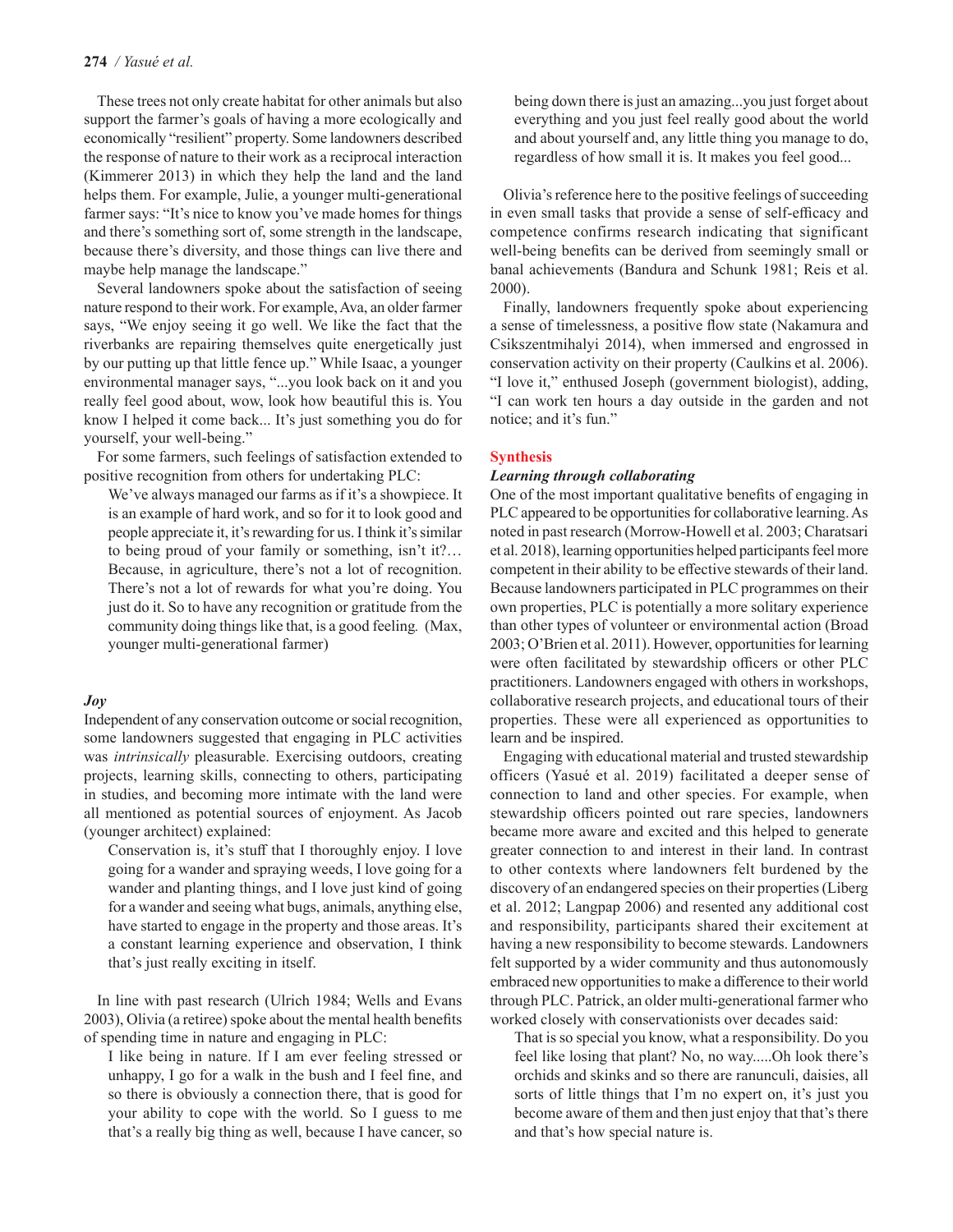These trees not only create habitat for other animals but also support the farmer's goals of having a more ecologically and economically "resilient" property. Some landowners described the response of nature to their work as a reciprocal interaction (Kimmerer 2013) in which they help the land and the land helps them. For example, Julie, a younger multi-generational farmer says: "It's nice to know you've made homes for things and there's something sort of, some strength in the landscape, because there's diversity, and those things can live there and maybe help manage the landscape."

Several landowners spoke about the satisfaction of seeing nature respond to their work. For example, Ava, an older farmer says, "We enjoy seeing it go well. We like the fact that the riverbanks are repairing themselves quite energetically just by our putting up that little fence up." While Isaac, a younger environmental manager says, "...you look back on it and you really feel good about, wow, look how beautiful this is. You know I helped it come back... It's just something you do for yourself, your well-being."

For some farmers, such feelings of satisfaction extended to positive recognition from others for undertaking PLC:

> We've always managed our farms as if it's a showpiece. It is an example of hard work, and so for it to look good and people appreciate it, it's rewarding for us. I think it's similar to being proud of your family or something, isn't it?… Because, in agriculture, there's not a lot of recognition. There's not a lot of rewards for what you're doing. You just do it. So to have any recognition or gratitude from the community doing things like that, is a good feeling. (Max, younger multi-generational farmer)

### *Joy*

Independent of any conservation outcome or social recognition, some landowners suggested that engaging in PLC activities was *intrinsically* pleasurable. Exercising outdoors, creating projects, learning skills, connecting to others, participating in studies, and becoming more intimate with the land were all mentioned as potential sources of enjoyment. As Jacob (younger architect) explained:

> Conservation is, it's stuff that I thoroughly enjoy. I love going for a wander and spraying weeds, I love going for a wander and planting things, and I love just kind of going for a wander and seeing what bugs, animals, anything else, have started to engage in the property and those areas. It's a constant learning experience and observation, I think that's just really exciting in itself.

In line with past research (Ulrich 1984; Wells and Evans 2003), Olivia (a retiree) spoke about the mental health benefits of spending time in nature and engaging in PLC:

> I like being in nature. If I am ever feeling stressed or unhappy, I go for a walk in the bush and I feel fine, and so there is obviously a connection there, that is good for your ability to cope with the world. So I guess to me that's a really big thing as well, because I have cancer, so being down there is just an amazing...you just forget about everything and you just feel really good about the world and about yourself and, any little thing you manage to do, regardless of how small it is. It makes you feel good...

Olivia's reference here to the positive feelings of succeeding in even small tasks that provide a sense of self-efficacy and competence confirms research indicating that significant well-being benefits can be derived from seemingly small or banal achievements (Bandura and Schunk 1981; Reis et al. 2000).

Finally, landowners frequently spoke about experiencing a sense of timelessness, a positive flow state (Nakamura and Csikszentmihalyi 2014), when immersed and engrossed in conservation activity on their property (Caulkins et al. 2006). "I love it," enthused Joseph (government biologist), adding, "I can work ten hours a day outside in the garden and not notice; and it's fun."

## Synthesis

### *Learning through collaborating*

One of the most important qualitative benefits of engaging in PLC appeared to be opportunities for collaborative learning. As noted in past research (Morrow-Howell et al. 2003; Chatsari et al. 2018), learning opportunities helped participants feel more competent in their ability to be effective stewards of their land. Because landowners participated in PLC programmes on their own properties, PLC is potentially a more solitary experience than other types of volunteer or environmental action (Broad 2003; O'Brien et al. 2011). However, opportunities for learning were often facilitated by stewardship officers or other PLC practitioners. Landowners engaged with others in workshops, collaborative research projects, and educational tours of their properties. These were all experienced as opportunities to learn and be inspired.

Engaging with educational material and trusted stewardship officers (Yasué et al. 2019) facilitated a deeper sense of connection to land and other species. For example, when stewardship officers pointed out rare species, landowners became more aware and excited and this helped to generate greater connection to and interest in their land. In contrast to other contexts where landowners felt burdened by the discovery of an endangered species on their properties (Liberg et al. 2012; Langpap 2006) and resented any additional cost and responsibility, participants shared their excitement at having a new responsibility to become stewards. Landowners felt supported by a wider community and thus autonomously embraced new opportunities to make a difference to their world through PLC. Patrick, an older multi-generational farmer who worked closely with conservationists over decades said:

> That is so special you know, what a responsibility. Do you feel like losing that plant? No, no way.....Oh look there's orchids and skinks and so there are ranunculi, daisies, all sorts of little things that I'm no expert on, it's just you become aware of them and then just enjoy that that's there and that's how special nature is.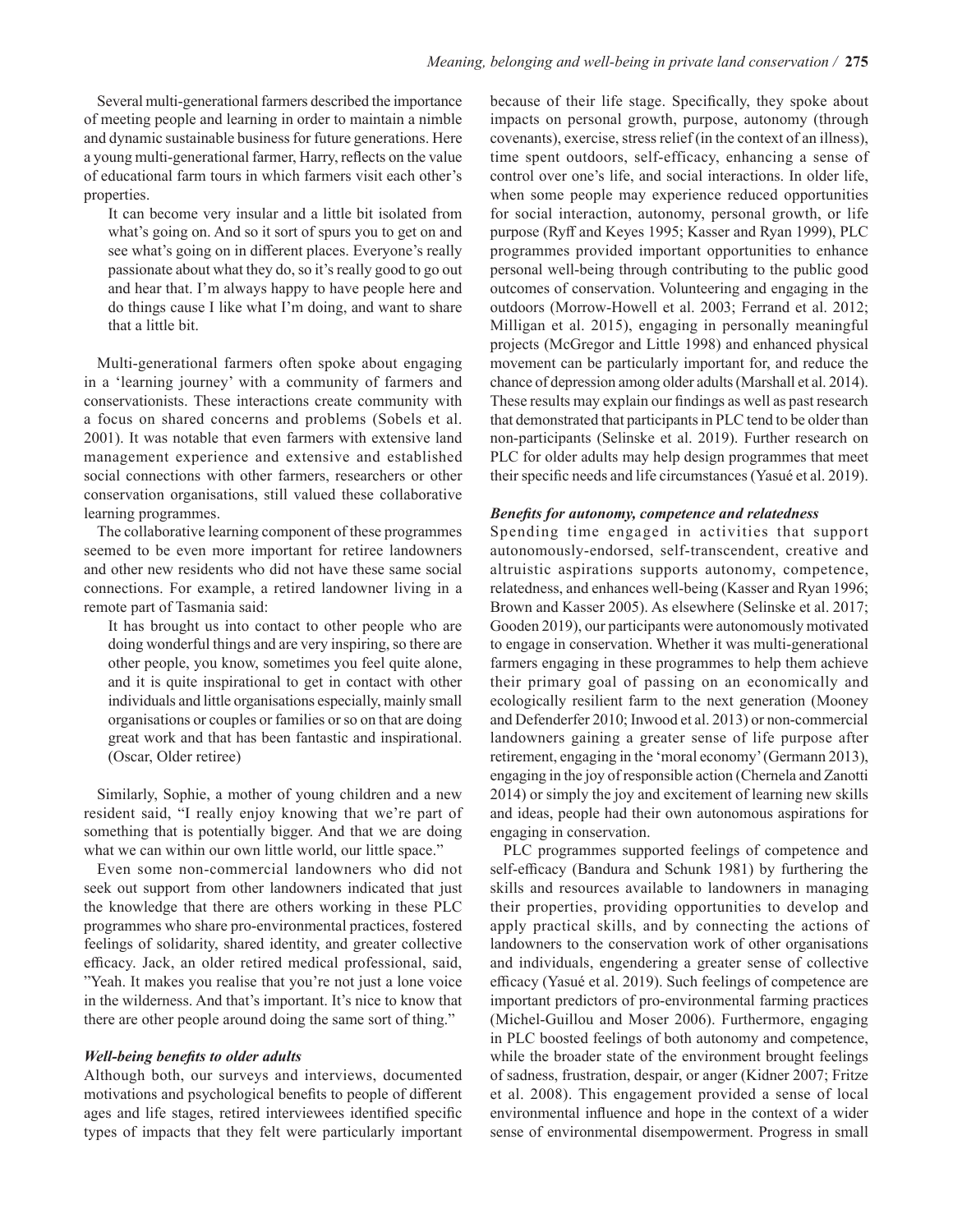Several multi-generational farmers described the importance of meeting people and learning in order to maintain a nimble and dynamic sustainable business for future generations. Here a young multi-generational farmer, Harry, reflects on the value of educational farm tours in which farmers visit each other's properties.

> It can become very insular and a little bit isolated from what's going on. And so it sort of spurs you to get on and see what's going on in different places. Everyone's really passionate about what they do, so it's really good to go out and hear that. I'm always happy to have people here and do things cause I like what I'm doing, and want to share that a little bit.

Multi-generational farmers often spoke about engaging in a 'learning journey' with a community of farmers and conservationists. These interactions create community with a focus on shared concerns and problems (Sobels et al. 2001). It was notable that even farmers with extensive land management experience and extensive and established social connections with other farmers, researchers or other conservation organisations, still valued these collaborative learning programmes.

The collaborative learning component of these programmes seemed to be even more important for retiree landowners and other new residents who did not have these same social connections. For example, a retired landowner living in a remote part of Tasmania said:

> It has brought us into contact to other people who are doing wonderful things and are very inspiring, so there are other people, you know, sometimes you feel quite alone, and it is quite inspirational to get in contact with other individuals and little organisations especially, mainly small organisations or couples or families or so on that are doing great work and that has been fantastic and inspirational. (Oscar, Older retiree)

Similarly, Sophie, a mother of young children and a new resident said, "I really enjoy knowing that we're part of something that is potentially bigger. And that we are doing what we can within our own little world, our little space."

Even some non-commercial landowners who did not seek out support from other landowners indicated that just the knowledge that there are others working in these PLC programmes who share pro-environmental practices, fostered feelings of solidarity, shared identity, and greater collective efficacy. Jack, an older retired medical professional, said, "Yeah. It makes you realise that you're not just a lone voice in the wilderness. And that's important. It's nice to know that there are other people around doing the same sort of thing."

### *Well-being benefits to older adults*

Although both, our surveys and interviews, documented motivations and psychological benefits to people of different ages and life stages, retired interviewees identified specific types of impacts that they felt were particularly important because of their life stage. Specifically, they spoke about impacts on personal growth, purpose, autonomy (through covenants), exercise, stress relief (in the context of an illness), time spent outdoors, self-efficacy, enhancing a sense of control over one's life, and social interactions. In older life, when some people may experience reduced opportunities for social interaction, autonomy, personal growth, or life purpose (Ryff and Keyes 1995; Kasser and Ryan 1999), PLC programmes provided important opportunities to enhance personal well-being through contributing to the public good outcomes of conservation. Volunteering and engaging in the outdoors (Morrow-Howell et al. 2003; Ferrand et al. 2012; Milligan et al. 2015), engaging in personally meaningful projects (McGregor and Little 1998) and enhanced physical movement can be particularly important for, and reduce the chance of depression among older adults (Marshall et al. 2014). These results may explain our findings as well as past research that demonstrated that participants in PLC tend to be older than non-participants (Selinske et al. 2019). Further research on PLC for older adults may help design programmes that meet their specific needs and life circumstances (Yasué et al. 2019).

### *Benefits for autonomy, competence and relatedness*

Spending time engaged in activities that support autonomously-endorsed, self-transcendent, creative and altruistic aspirations supports autonomy, competence, relatedness, and enhances well-being (Kasser and Ryan 1996; Brown and Kasser 2005). As elsewhere (Selinske et al. 2017; Gooden 2019), our participants were autonomously motivated to engage in conservation. Whether it was multi-generational farmers engaging in these programmes to help them achieve their primary goal of passing on an economically and ecologically resilient farm to the next generation (Mooney and Defenderfer 2010; Inwood et al. 2013) or non-commercial landowners gaining a greater sense of life purpose after retirement, engaging in the 'moral economy' (Germann 2013), engaging in the joy of responsible action (Chernela and Zanotti 2014) or simply the joy and excitement of learning new skills and ideas, people had their own autonomous aspirations for engaging in conservation.

PLC programmes supported feelings of competence and self-efficacy (Bandura and Schunk 1981) by furthering the skills and resources available to landowners in managing their properties, providing opportunities to develop and apply practical skills, and by connecting the actions of landowners to the conservation work of other organisations and individuals, engendering a greater sense of collective efficacy (Yasué et al. 2019). Such feelings of competence are important predictors of pro-environmental farming practices (Michel-Guillou and Moser 2006). Furthermore, engaging in PLC boosted feelings of both autonomy and competence, while the broader state of the environment brought feelings of sadness, frustration, despair, or anger (Kidner 2007; Fritze et al. 2008). This engagement provided a sense of local environmental influence and hope in the context of a wider sense of environmental disempowerment. Progress in small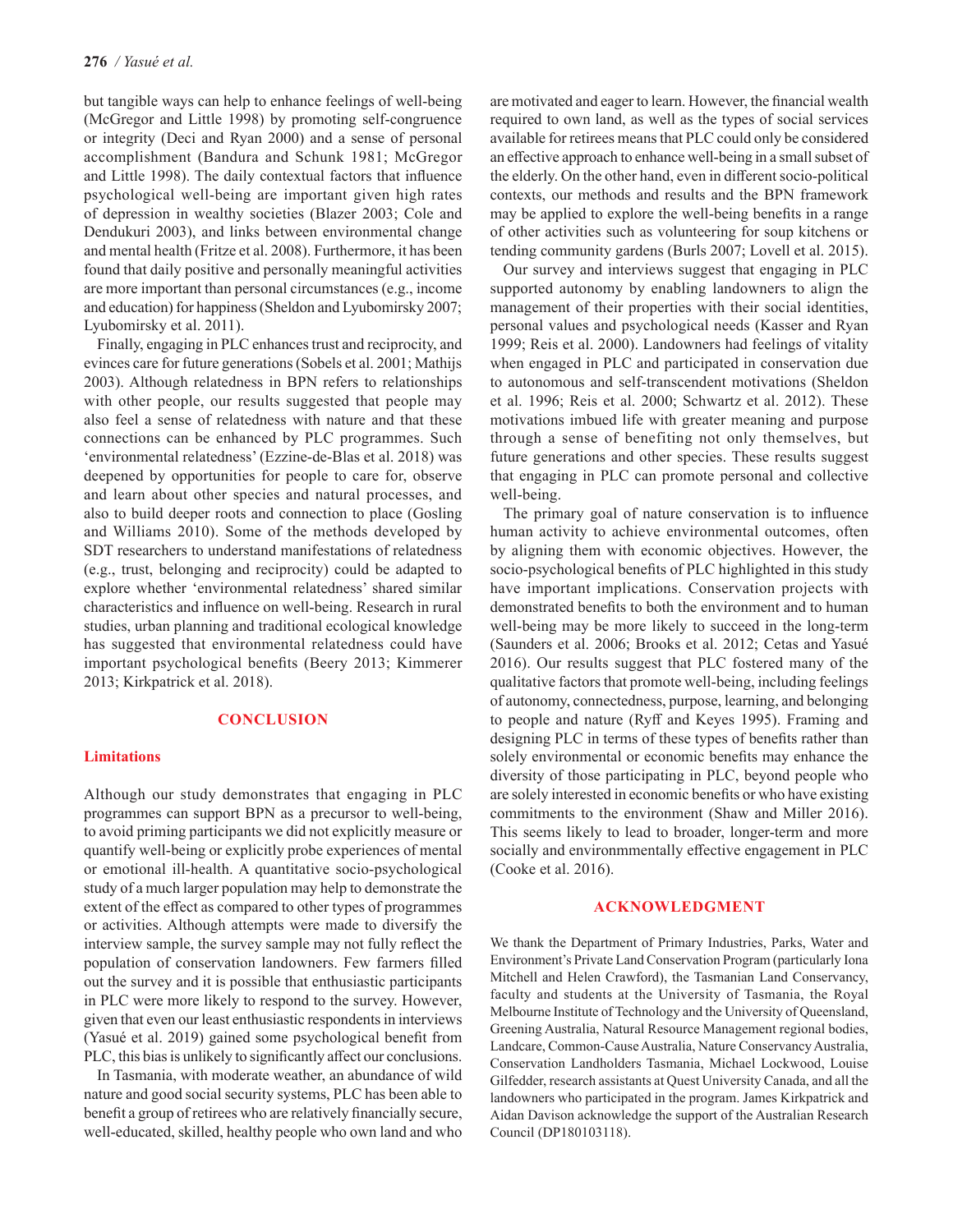but tangible ways can help to enhance feelings of well-being (McGregor and Little 1998) by promoting self-congruence or integrity (Deci and Ryan 2000) and a sense of personal accomplishment (Bandura and Schunk 1981; McGregor and Little 1998). The daily contextual factors that influence psychological well-being are important given high rates of depression in wealthy societies (Blazer 2003; Cole and Dendukuri 2003), and links between environmental change and mental health (Fritze et al. 2008). Furthermore, it has been found that daily positive and personally meaningful activities are more important than personal circumstances (e.g., income and education) for happiness (Sheldon and Lyubomirsky 2007; Lyubomirsky et al. 2011).

Finally, engaging in PLC enhances trust and reciprocity, and evinces care for future generations (Sobels et al. 2001; Mathijs 2003). Although relatedness in BPN refers to relationships with other people, our results suggested that people may also feel a sense of relatedness with nature and that these connections can be enhanced by PLC programmes. Such 'environmental relatedness' (Ezzine-de-Blas et al. 2018) was deepened by opportunities for people to care for, observe and learn about other species and natural processes, and also to build deeper roots and connection to place (Gosling and Williams 2010). Some of the methods developed by SDT researchers to understand manifestations of relatedness (e.g., trust, belonging and reciprocity) could be adapted to explore whether 'environmental relatedness' shared similar characteristics and influence on well-being. Research in rural studies, urban planning and traditional ecological knowledge has suggested that environmental relatedness could have important psychological benefits (Beery 2013; Kimmerer 2013; Kirkpatrick et al. 2018).

## CONCLUSION

### Limitations

Although our study demonstrates that engaging in PLC programmes can support BPN as a precursor to well-being, to avoid priming participants we did not explicitly measure or quantify well-being or explicitly probe experiences of mental or emotional ill-health. A quantitative socio-psychological study of a much larger population may help to demonstrate the extent of the effect as compared to other types of programmes or activities. Although attempts were made to diversify the interview sample, the survey sample may not fully reflect the population of conservation landowners. Few farmers filled out the survey and it is possible that enthusiastic participants in PLC were more likely to respond to the survey. However, given that even our least enthusiastic respondents in interviews (Yasué et al. 2019) gained some psychological benefit from PLC, this bias is unlikely to significantly affect our conclusions.

In Tasmania, with moderate weather, an abundance of wild nature and good social security systems, PLC has been able to benefit a group of retirees who are relatively financially secure, well-educated, skilled, healthy people who own land and who are motivated and eager to learn. However, the financial wealth required to own land, as well as the types of social services available for retirees means that PLC could only be considered an effective approach to enhance well-being in a small subset of the elderly. On the other hand, even in different socio-political contexts, our methods and results and the BPN framework may be applied to explore the well-being benefits in a range of other activities such as volunteering for soup kitchens or tending community gardens (Burls 2007; Lovell et al. 2015).

Our survey and interviews suggest that engaging in PLC supported autonomy by enabling landowners to align the management of their properties with their social identities, personal values and psychological needs (Kasser and Ryan 1999; Reis et al. 2000). Landowners had feelings of vitality when engaged in PLC and participated in conservation due to autonomous and self-transcendent motivations (Sheldon et al. 1996; Reis et al. 2000; Schwartz et al. 2012). These motivations imbued life with greater meaning and purpose through a sense of benefiting not only themselves, but future generations and other species. These results suggest that engaging in PLC can promote personal and collective well-being.

The primary goal of nature conservation is to influence human activity to achieve environmental outcomes, often by aligning them with economic objectives. However, the socio-psychological benefits of PLC highlighted in this study have important implications. Conservation projects with demonstrated benefits to both the environment and to human well-being may be more likely to succeed in the long-term (Saunders et al. 2006; Brooks et al. 2012; Cetas and Yasué 2016). Our results suggest that PLC fostered many of the qualitative factors that promote well-being, including feelings of autonomy, connectedness, purpose, learning, and belonging to people and nature (Ryff and Keyes 1995). Framing and designing PLC in terms of these types of benefits rather than solely environmental or economic benefits may enhance the diversity of those participating in PLC, beyond people who are solely interested in economic benefits or who have existing commitments to the environment (Shaw and Miller 2016). This seems likely to lead to broader, longer-term and more socially and environmmentally effective engagement in PLC (Cooke et al. 2016).

## ACKNOWLEDGMENT

We thank the Department of Primary Industries, Parks, Water and Environment's Private Land Conservation Program (particularly Iona Mitchell and Helen Crawford), the Tasmanian Land Conservancy, faculty and students at the University of Tasmania, the Royal Melbourne Institute of Technology and the University of Queensland, Greening Australia, Natural Resource Management regional bodies, Landcare, Common-Cause Australia, Nature Conservancy Australia, Conservation Landholders Tasmania, Michael Lockwood, Louise Gilfedder, research assistants at Quest University Canada, and all the landowners who participated in the program. James Kirkpatrick and Aidan Davison acknowledge the support of the Australian Research Council (DP180103118).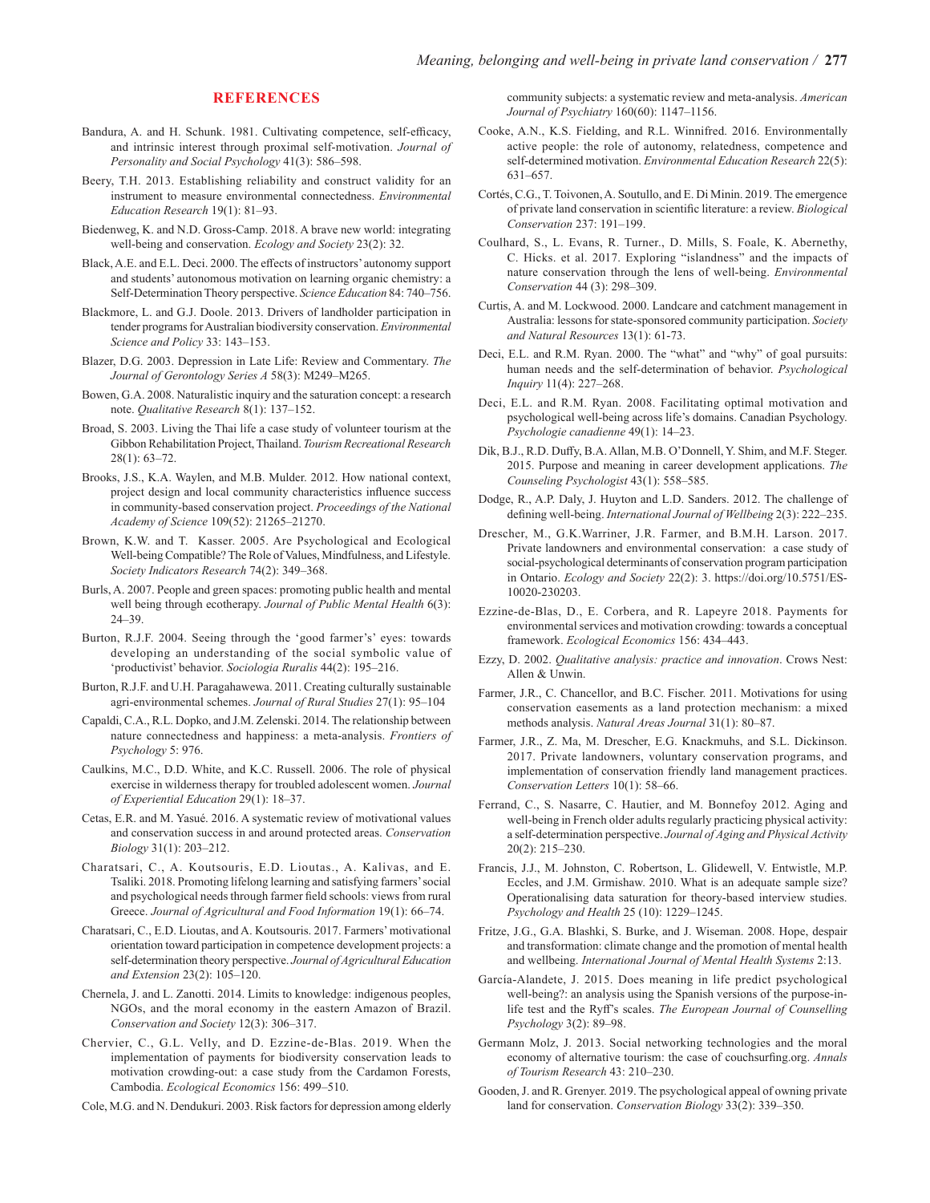## REFERENCES

Bandura, A. and H. Schunk. 1981. Cultivating competence, self-efficacy, and intrinsic interest through proximal self-motivation. *Journal of Personality and Social Psychology* 41(3): 586–598.

Beery, T.H. 2013. Establishing reliability and construct validity for an instrument to measure environmental connectedness. *Environmental Education Research* 19(1): 81–93.

Biedenweg, K. and N.D. Gross-Camp. 2018. A brave new world: integrating well-being and conservation. *Ecology and Society* 23(2): 32.

Black, A.E. and E.L. Deci. 2000. The effects of instructors' autonomy support and students' autonomous motivation on learning organic chemistry: a Self-Determination Theory perspective. *Science Education* 84: 740–756.

Blackmore, L. and G.J. Doole. 2013. Drivers of landholder participation in tender programs for Australian biodiversity conservation. *Environmental Science and Policy* 33: 143–153.

Blazer, D.G. 2003. Depression in Late Life: Review and Commentary. *The Journal of Gerontology Series A* 58(3): M249–M265.

Bowen, G.A. 2008. Naturalistic inquiry and the saturation concept: a research note. *Qualitative Research* 8(1): 137–152.

Broad, S. 2003. Living the Thai life a case study of volunteer tourism at the Gibbon Rehabilitation Project, Thailand. *Tourism Recreational Research* 28(1): 63–72.

Brooks, J.S., K.A. Waylen, and M.B. Mulder. 2012. How national context, project design and local community characteristics influence success in community-based conservation project. *Proceedings of the National Academy of Science* 109(52): 21265–21270.

Brown, K.W. and T. Kasser. 2005. Are Psychological and Ecological Well-being Compatible? The Role of Values, Mindfulness, and Lifestyle. *Society Indicators Research* 74(2): 349–368.

Burls, A. 2007. People and green spaces: promoting public health and mental well being through ecotherapy. *Journal of Public Mental Health* 6(3): 24–39.

Burton, R.J.F. 2004. Seeing through the 'good farmer's' eyes: towards developing an understanding of the social symbolic value of 'productivist' behavior. *Sociologia Ruralis* 44(2): 195–216.

Burton, R.J.F. and U.H. Paragahawewa. 2011. Creating culturally sustainable agri-environmental schemes. *Journal of Rural Studies* 27(1): 95–104

Capaldi, C.A., R.L. Dopko, and J.M. Zelenski. 2014. The relationship between nature connectedness and happiness: a meta-analysis. *Frontiers of Psychology* 5: 976.

Caulkins, M.C., D.D. White, and K.C. Russell. 2006. The role of physical exercise in wilderness therapy for troubled adolescent women. *Journal of Experiential Education* 29(1): 18–37.

Cetas, E.R. and M. Yasué. 2016. A systematic review of motivational values and conservation success in and around protected areas. *Conservation Biology* 31(1): 203–212.

Charatsari, C., A. Koutsouris, E.D. Lioutas., A. Kalivas, and E. Tsaliki. 2018. Promoting lifelong learning and satisfying farmers' social and psychological needs through farmer field schools: views from rural Greece. *Journal of Agricultural and Food Information* 19(1): 66–74.

Charatsari, C., E.D. Lioutas, and A. Koutsouris. 2017. Farmers' motivational orientation toward participation in competence development projects: a self-determination theory perspective. *Journal of Agricultural Education and Extension* 23(2): 105–120.

Chernela, J. and L. Zanotti. 2014. Limits to knowledge: indigenous peoples, NGOs, and the moral economy in the eastern Amazon of Brazil. *Conservation and Society* 12(3): 306–317.

Chervier, C., G.L. Velly, and D. Ezzine-de-Blas. 2019. When the implementation of payments for biodiversity conservation leads to motivation crowding-out: a case study from the Cardamon Forests, Cambodia. *Ecological Economics* 156: 499–510.

Cole, M.G. and N. Dendukuri. 2003. Risk factors for depression among elderly community subjects: a systematic review and meta-analysis. *American Journal of Psychiatry* 160(60): 1147–1156.

Cooke, A.N., K.S. Fielding, and R.L. Winnifred. 2016. Environmentally active people: the role of autonomy, relatedness, competence and self-determined motivation. *Environmental Education Research* 22(5): 631–657.

Cortés, C.G., T. Toivonen, A. Soutullo, and E. Di Minin. 2019. The emergence of private land conservation in scientific literature: a review. *Biological Conservation* 237: 191–199.

Coulhard, S., L. Evans, R. Turner., D. Mills, S. Foale, K. Abernethy, C. Hicks. et al. 2017. Exploring "islandness" and the impacts of nature conservation through the lens of well-being. *Environmental Conservation* 44 (3): 298–309.

Curtis, A. and M. Lockwood. 2000. Landcare and catchment management in Australia: lessons for state-sponsored community participation. *Society and Natural Resources* 13(1): 61-73.

Deci, E.L. and R.M. Ryan. 2000. The "what" and "why" of goal pursuits: human needs and the self-determination of behavior. *Psychological Inquiry* 11(4): 227–268.

Deci, E.L. and R.M. Ryan. 2008. Facilitating optimal motivation and psychological well-being across life's domains. Canadian Psychology. *Psychologie canadienne* 49(1): 14–23.

Dik, B.J., R.D. Duffy, B.A. Allan, M.B. O'Donnell, Y. Shim, and M.F. Steger. 2015. Purpose and meaning in career development applications. *The Counseling Psychologist* 43(1): 558–585.

Dodge, R., A.P. Daly, J. Huyton and L.D. Sanders. 2012. The challenge of defining well-being. *International Journal of Wellbeing* 2(3): 222–235.

Drescher, M., G.K.Warriner, J.R. Farmer, and B.M.H. Larson. 2017. Private landowners and environmental conservation: a case study of social-psychological determinants of conservation program participation in Ontario. *Ecology and Society* 22(2): 3. https://doi.org/10.5751/ES-10020-230203.

Ezzine-de-Blas, D., E. Corbera, and R. Lapeyre 2018. Payments for environmental services and motivation crowding: towards a conceptual framework. *Ecological Economics* 156: 434–443.

Ezzy, D. 2002. *Qualitative analysis: practice and innovation*. Crows Nest: Allen & Unwin.

Farmer, J.R., C. Chancellor, and B.C. Fischer. 2011. Motivations for using conservation easements as a land protection mechanism: a mixed methods analysis. *Natural Areas Journal* 31(1): 80–87.

Farmer, J.R., Z. Ma, M. Drescher, E.G. Knackmuhs, and S.L. Dickinson. 2017. Private landowners, voluntary conservation programs, and implementation of conservation friendly land management practices. *Conservation Letters* 10(1): 58–66.

Ferrand, C., S. Nasarre, C. Hautier, and M. Bonnefoy 2012. Aging and well-being in French older adults regularly practicing physical activity: a self-determination perspective. *Journal of Aging and Physical Activity* 20(2): 215–230.

Francis, J.J., M. Johnston, C. Robertson, L. Glidewell, V. Entwistle, M.P. Eccles, and J.M. Grmishaw. 2010. What is an adequate sample size? Operationalising data saturation for theory-based interview studies. *Psychology and Health* 25 (10): 1229–1245.

Fritze, J.G., G.A. Blashki, S. Burke, and J. Wiseman. 2008. Hope, despair and transformation: climate change and the promotion of mental health and wellbeing. *International Journal of Mental Health Systems* 2:13.

García-Alandete, J. 2015. Does meaning in life predict psychological well-being?: an analysis using the Spanish versions of the purpose-in-life test and the Ryff's scales. *The European Journal of Counselling Psychology* 3(2): 89–98.

Germann Molz, J. 2013. Social networking technologies and the moral economy of alternative tourism: the case of couchsurfing.org. *Annals of Tourism Research* 43: 210–230.

Gooden, J. and R. Grenyer. 2019. The psychological appeal of owning private land for conservation. *Conservation Biology* 33(2): 339–350.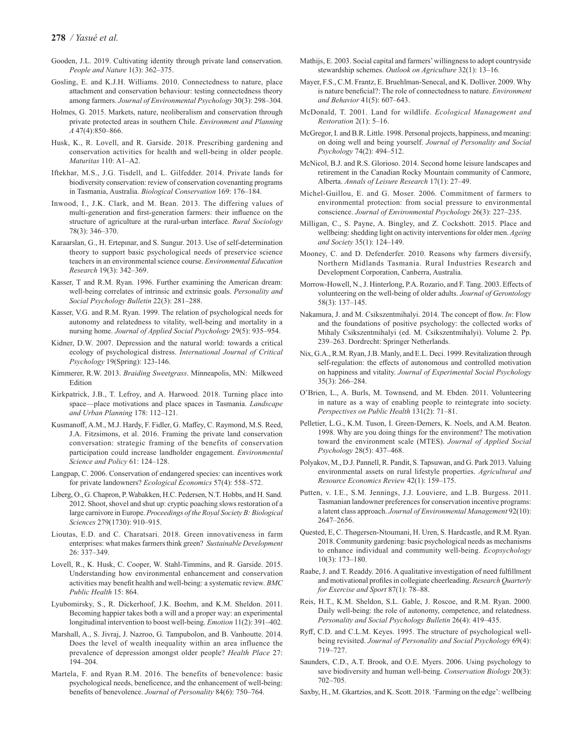Gooden, J.L. 2019. Cultivating identity through private land conservation. *People and Nature* 1(3): 362–375.

Gosling, E. and K.J.H. Williams. 2010. Connectedness to nature, place attachment and conservation behaviour: testing connectedness theory among farmers. *Journal of Environmental Psychology* 30(3): 298–304.

Holmes, G. 2015. Markets, nature, neoliberalism and conservation through private protected areas in southern Chile. *Environment and Planning A* 47(4):850–866.

Husk, K., R. Lovell, and R. Garside. 2018. Prescribing gardening and conservation activities for health and well-being in older people. *Maturitas* 110: A1–A2.

Iftekhar, M.S., J.G. Tisdell, and L. Gilfedder. 2014. Private lands for biodiversity conservation: review of conservation covenanting programs in Tasmania, Australia. *Biological Conservation* 169: 176–184.

Inwood, I., J.K. Clark, and M. Bean. 2013. The differing values of multi-generation and first-generation farmers: their influence on the structure of agriculture at the rural-urban interface. *Rural Sociology* 78(3): 346–370.

Karaarslan, G., H. Ertepınar, and S. Sungur. 2013. Use of self-determination theory to support basic psychological needs of preservice science teachers in an environmental science course. *Environmental Education Research* 19(3): 342–369.

Kasser, T and R.M. Ryan. 1996. Further examining the American dream: well-being correlates of intrinsic and extrinsic goals. *Personality and Social Psychology Bulletin* 22(3): 281–288.

Kasser, V.G. and R.M. Ryan. 1999. The relation of psychological needs for autonomy and relatedness to vitality, well-being and mortality in a nursing home. *Journal of Applied Social Psychology* 29(5): 935–954.

Kidner, D.W. 2007. Depression and the natural world: towards a critical ecology of psychological distress. *International Journal of Critical Psychology* 19(Spring): 123-146.

Kimmerer, R.W. 2013. *Braiding Sweetgrass*. Minneapolis, MN: Milkweed Edition

Kirkpatrick, J.B., T. Lefroy, and A. Harwood. 2018. Turning place into space—place motivations and place spaces in Tasmania. *Landscape and Urban Planning* 178: 112–121.

Kusmanoff, A.M., M.J. Hardy, F. Fidler, G. Maffey, C. Raymond, M.S. Reed, J.A. Fitzsimons, et al. 2016. Framing the private land conservation conversation: strategic framing of the benefits of conservation participation could increase landholder engagement. *Environmental Science and Policy* 61: 124–128.

Langpap, C. 2006. Conservation of endangered species: can incentives work for private landowners? *Ecological Economics* 57(4): 558–572.

Liberg, O., G. Chapron, P. Wabakken, H.C. Pedersen, N.T. Hobbs, and H. Sand. 2012. Shoot, shovel and shut up: cryptic poaching slows restoration of a large carnivore in Europe. *Proceedings of the Royal Society B: Biological Sciences* 279(1730): 910–915.

Lioutas, E.D. and C. Charatsari. 2018. Green innovativeness in farm enterprises: what makes farmers think green? *Sustainable Development* 26: 337–349.

Lovell, R., K. Husk, C. Cooper, W. Stahl-Timmins, and R. Garside. 2015. Understanding how environmental enhancement and conservation activities may benefit health and well-being: a systematic review. *BMC Public Health* 15: 864.

Lyubomirsky, S., R. Dickerhoof, J.K. Boehm, and K.M. Sheldon. 2011. Becoming happier takes both a will and a proper way: an experimental longitudinal intervention to boost well-being. *Emotion* 11(2): 391–402.

Marshall, A., S. Jivraj, J. Nazroo, G. Tampubolon, and B. Vanhoutte. 2014. Does the level of wealth inequality within an area influence the prevalence of depression amongst older people? *Health Place* 27: 194–204.

Martela, F. and Ryan R.M. 2016. The benefits of benevolence: basic psychological needs, beneficence, and the enhancement of well-being: benefits of benevolence. *Journal of Personality* 84(6): 750–764.

Mathijs, E. 2003. Social capital and farmers' willingness to adopt countryside stewardship schemes. *Outlook on Agriculture* 32(1): 13–16.

Mayer, F.S., C.M. Frantz, E. Bruehlman-Senecal, and K. Dolliver. 2009. Why is nature beneficial?: The role of connectedness to nature. *Environment and Behavior* 41(5): 607–643.

McDonald, T. 2001. Land for wildlife. *Ecological Management and Restoration* 2(1): 5–16.

McGregor, I. and B.R. Little. 1998. Personal projects, happiness, and meaning: on doing well and being yourself. *Journal of Personality and Social Psychology* 74(2): 494–512.

McNicol, B.J. and R.S. Glorioso. 2014. Second home leisure landscapes and retirement in the Canadian Rocky Mountain community of Canmore, Alberta. *Annals of Leisure Research* 17(1): 27–49.

Michel-Guillou, E. and G. Moser. 2006. Commitment of farmers to environmental protection: from social pressure to environmental conscience. *Journal of Environmental Psychology* 26(3): 227–235.

Milligan, C., S. Payne, A. Bingley, and Z. Cockshott. 2015. Place and wellbeing: shedding light on activity interventions for older men. *Ageing and Society* 35(1): 124–149.

Mooney, C. and D. Defenderfer. 2010. Reasons why farmers diversify, Northern Midlands Tasmania. Rural Industries Research and Development Corporation, Canberra, Australia.

Morrow-Howell, N., J. Hinterlong, P.A. Rozario, and F. Tang. 2003. Effects of volunteering on the well-being of older adults. *Journal of Gerontology* 58(3): 137–145.

Nakamura, J. and M. Csikszentmihalyi. 2014. The concept of flow. *In*: Flow and the foundations of positive psychology: the collected works of Mihaly Csikszentmihalyi (ed. M. Csikszentmihalyi). Volume 2. Pp. 239–263. Dordrecht: Springer Netherlands.

Nix, G.A., R.M. Ryan, J.B. Manly, and E.L. Deci. 1999. Revitalization through self-regulation: the effects of autonomous and controlled motivation on happiness and vitality. *Journal of Experimental Social Psychology* 35(3): 266–284.

O'Brien, L., A. Burls, M. Townsend, and M. Ebden. 2011. Volunteering in nature as a way of enabling people to reintegrate into society. *Perspectives on Public Health* 131(2): 71–81.

Pelletier, L.G., K.M. Tuson, I. Green-Demers, K. Noels, and A.M. Beaton. 1998. Why are you doing things for the environment? The motivation toward the environment scale (MTES). *Journal of Applied Social Psychology* 28(5): 437–468.

Polyakov, M., D.J. Pannell, R. Pandit, S. Tapsuwan, and G. Park 2013. Valuing environmental assets on rural lifestyle properties. *Agricultural and Resource Economics Review* 42(1): 159–175.

Putten, v. I.E., S.M. Jennings, J.J. Louviere, and L.B. Burgess. 2011. Tasmanian landowner preferences for conservation incentive programs: a latent class approach. *Journal of Environmental Management* 92(10): 2647–2656.

Quested, E, C. Thøgersen-Ntoumani, H. Uren, S. Hardcastle, and R.M. Ryan. 2018. Community gardening: basic psychological needs as mechanisms to enhance individual and community well-being. *Ecopsychology* 10(3): 173–180.

Raabe, J. and T. Readdy. 2016. A qualitative investigation of need fulfillment and motivational profiles in collegiate cheerleading. *Research Quarterly for Exercise and Sport* 87(1): 78–88.

Reis, H.T., K.M. Sheldon, S.L. Gable, J. Roscoe, and R.M. Ryan. 2000. Daily well-being: the role of autonomy, competence, and relatedness. *Personality and Social Psychology Bulletin* 26(4): 419–435.

Ryff, C.D. and C.L.M. Keyes. 1995. The structure of psychological well-being revisited. *Journal of Personality and Social Psychology* 69(4): 719–727.

Saunders, C.D., A.T. Brook, and O.E. Myers. 2006. Using psychology to save biodiversity and human well-being. *Conservation Biology* 20(3): 702–705.

Saxby, H., M. Gkartzios, and K. Scott. 2018. 'Farming on the edge': wellbeing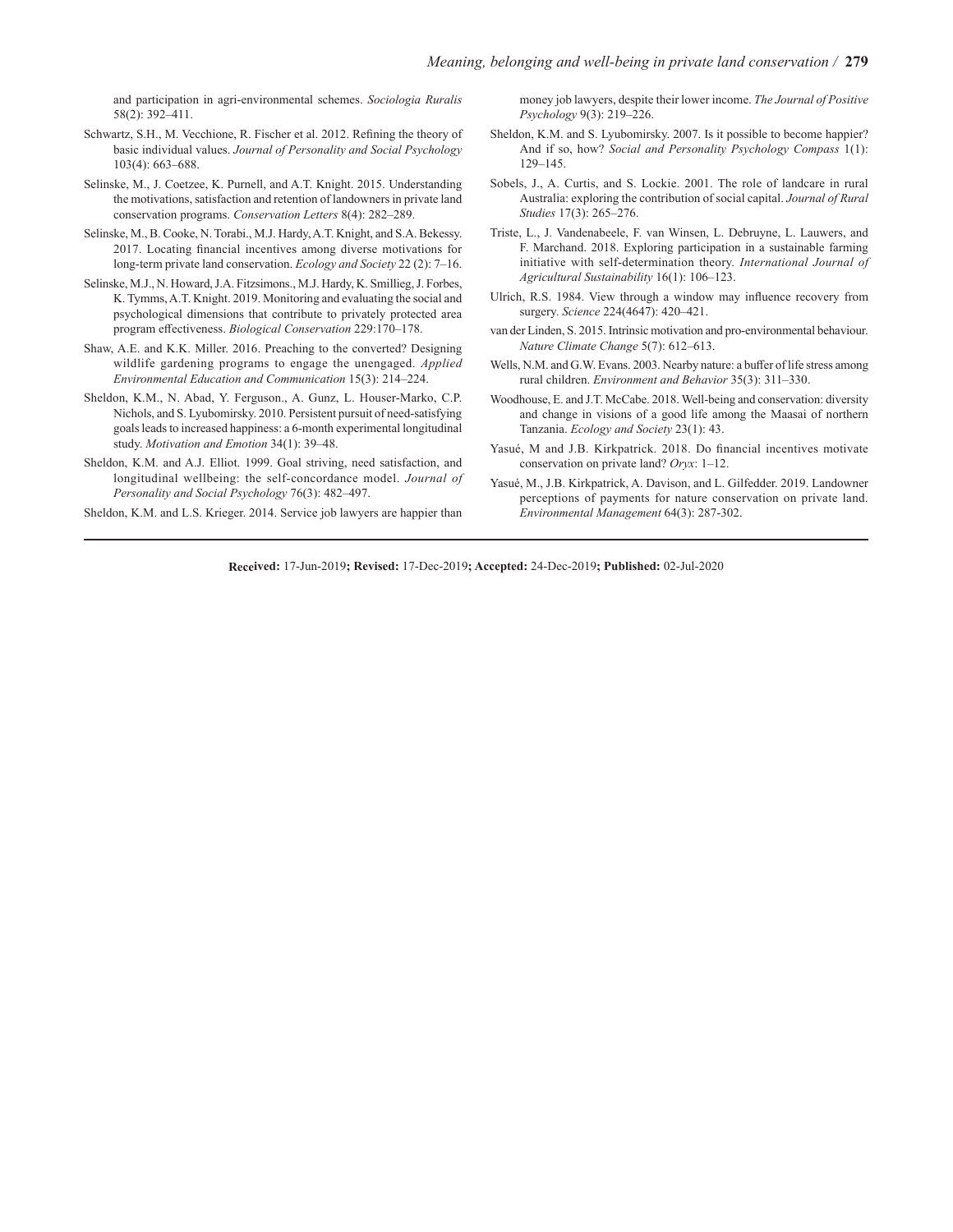and participation in agri-environmental schemes. *Sociologia Ruralis* 58(2): 392–411.

Schwartz, S.H., M. Vecchione, R. Fischer et al. 2012. Refining the theory of basic individual values. *Journal of Personality and Social Psychology* 103(4): 663–688.

Selinske, M., J. Coetzee, K. Purnell, and A.T. Knight. 2015. Understanding the motivations, satisfaction and retention of landowners in private land conservation programs. *Conservation Letters* 8(4): 282–289.

Selinske, M., B. Cooke, N. Torabi., M.J. Hardy, A.T. Knight, and S.A. Bekessy. 2017. Locating financial incentives among diverse motivations for long-term private land conservation. *Ecology and Society* 22 (2): 7–16.

Selinske, M.J., N. Howard, J.A. Fitzsimons., M.J. Hardy, K. Smillieg, J. Forbes, K. Tymms, A.T. Knight. 2019. Monitoring and evaluating the social and psychological dimensions that contribute to privately protected area program effectiveness. *Biological Conservation* 229:170–178.

Shaw, A.E. and K.K. Miller. 2016. Preaching to the converted? Designing wildlife gardening programs to engage the unengaged. *Applied Environmental Education and Communication* 15(3): 214–224.

Sheldon, K.M., N. Abad, Y. Ferguson., A. Gunz, L. Houser-Marko, C.P. Nichols, and S. Lyubomirsky. 2010. Persistent pursuit of need-satisfying goals leads to increased happiness: a 6-month experimental longitudinal study. *Motivation and Emotion* 34(1): 39–48.

Sheldon, K.M. and A.J. Elliot. 1999. Goal striving, need satisfaction, and longitudinal wellbeing: the self-concordance model. *Journal of Personality and Social Psychology* 76(3): 482–497.

Sheldon, K.M. and L.S. Krieger. 2014. Service job lawyers are happier than money job lawyers, despite their lower income. *The Journal of Positive Psychology* 9(3): 219–226.

Sheldon, K.M. and S. Lyubomirsky. 2007. Is it possible to become happier? And if so, how? *Social and Personality Psychology Compass* 1(1): 129–145.

Sobels, J., A. Curtis, and S. Lockie. 2001. The role of landcare in rural Australia: exploring the contribution of social capital. *Journal of Rural Studies* 17(3): 265–276.

Triste, L., J. Vandenabeele, F. van Winsen, L. Debruyne, L. Lauwers, and F. Marchand. 2018. Exploring participation in a sustainable farming initiative with self-determination theory. *International Journal of Agricultural Sustainability* 16(1): 106–123.

Ulrich, R.S. 1984. View through a window may influence recovery from surgery. *Science* 224(4647): 420–421.

van der Linden, S. 2015. Intrinsic motivation and pro-environmental behaviour. *Nature Climate Change* 5(7): 612–613.

Wells, N.M. and G.W. Evans. 2003. Nearby nature: a buffer of life stress among rural children. *Environment and Behavior* 35(3): 311–330.

Woodhouse, E. and J.T. McCabe. 2018. Well-being and conservation: diversity and change in visions of a good life among the Maasai of northern Tanzania. *Ecology and Society* 23(1): 43.

Yasué, M and J.B. Kirkpatrick. 2018. Do financial incentives motivate conservation on private land? *Oryx*: 1–12.

Yasué, M., J.B. Kirkpatrick, A. Davison, and L. Gilfedder. 2019. Landowner perceptions of payments for nature conservation on private land. *Environmental Management* 64(3): 287-302.

---

**Received:** 17-Jun-2019**; Revised:** 17-Dec-2019**; Accepted:** 24-Dec-2019**; Published:** 02-Jul-2020